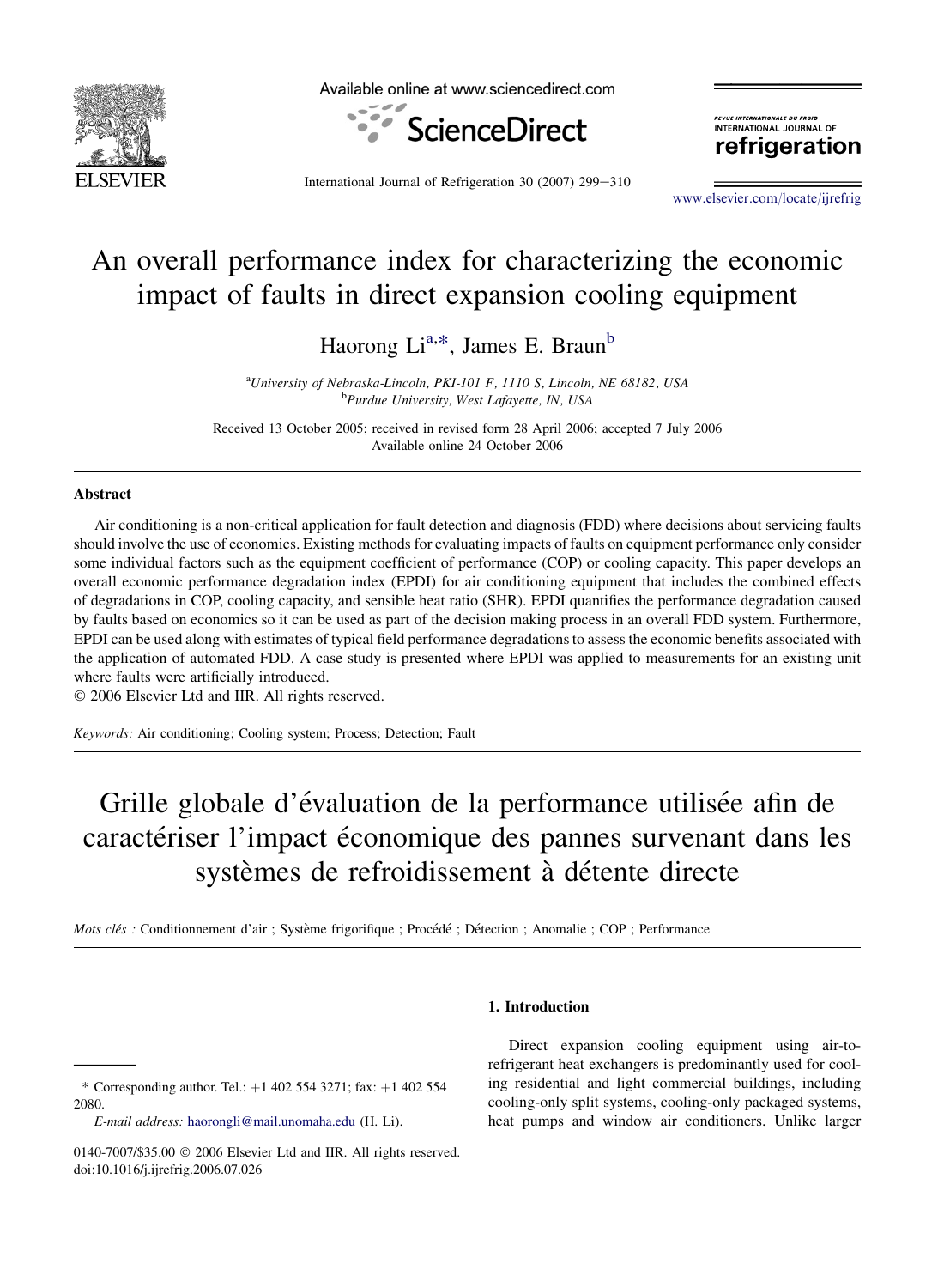# An overall performance index for characterizing the economic impact of faults in direct expansion cooling equipment

Haorong Li[a,*], James E. Braun[b]

[a]University of Nebraska-Lincoln, PKI-101 F, 1110 S, Lincoln, NE 68182, USA
[b]Purdue University, West Lafayette, IN, USA

Received 13 October 2005; received in revised form 28 April 2006; accepted 7 July 2006
Available online 24 October 2006

### Abstract

Air conditioning is a non-critical application for fault detection and diagnosis (FDD) where decisions about servicing faults should involve the use of economics. Existing methods for evaluating impacts of faults on equipment performance only consider some individual factors such as the equipment coefficient of performance (COP) or cooling capacity. This paper develops an overall economic performance degradation index (EPDI) for air conditioning equipment that includes the combined effects of degradations in COP, cooling capacity, and sensible heat ratio (SHR). EPDI quantifies the performance degradation caused by faults based on economics so it can be used as part of the decision making process in an overall FDD system. Furthermore, EPDI can be used along with estimates of typical field performance degradations to assess the economic benefits associated with the application of automated FDD. A case study is presented where EPDI was applied to measurements for an existing unit where faults were artificially introduced.

© 2006 Elsevier Ltd and IIR. All rights reserved.

*Keywords:* Air conditioning; Cooling system; Process; Detection; Fault

# Grille globale d'évaluation de la performance utilisée afin de caractériser l'impact économique des pannes survenant dans les systèmes de refroidissement à détente directe

*Mots clés :* Conditionnement d'air ; Système frigorifique ; Procédé ; Détection ; Anomalie ; COP ; Performance

## 1. Introduction

Direct expansion cooling equipment using air-to-refrigerant heat exchangers is predominantly used for cooling residential and light commercial buildings, including cooling-only split systems, cooling-only packaged systems, heat pumps and window air conditioners. Unlike larger

---

\* Corresponding author. Tel.: +1 402 554 3271; fax: +1 402 554 2080.

*E-mail address:* haorongli@mail.unomaha.edu (H. Li).

0140-7007/$35.00 © 2006 Elsevier Ltd and IIR. All rights reserved.
doi:10.1016/j.ijrefrig.2006.07.026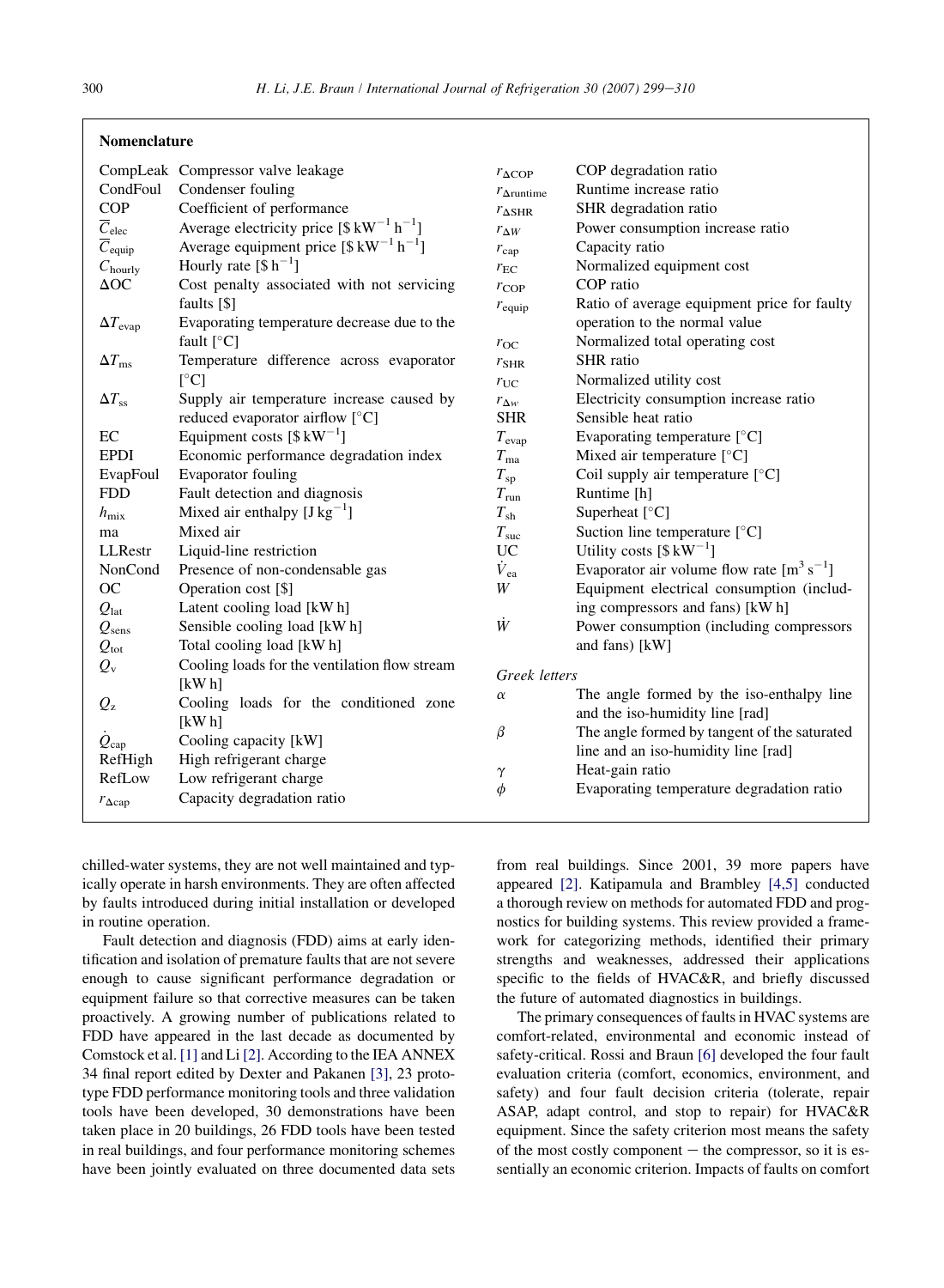## Nomenclature

| | |
|---|---|
| CompLeak | Compressor valve leakage |
| CondFoul | Condenser fouling |
| COP | Coefficient of performance |
| $\overline{C}_{elec}$ | Average electricity price [$\$\ kW^{-1}\ h^{-1}$] |
| $\overline{C}_{equip}$ | Average equipment price [$\$\ kW^{-1}\ h^{-1}$] |
| $C_{hourly}$ | Hourly rate [$\$\ h^{-1}$] |
| ΔOC | Cost penalty associated with not servicing faults [$] |
| $\Delta T_{evap}$ | Evaporating temperature decrease due to the fault [°C] |
| $\Delta T_{ms}$ | Temperature difference across evaporator [°C] |
| $\Delta T_{ss}$ | Supply air temperature increase caused by reduced evaporator airflow [°C] |
| EC | Equipment costs [$\$\ kW^{-1}$] |
| EPDI | Economic performance degradation index |
| EvapFoul | Evaporator fouling |
| FDD | Fault detection and diagnosis |
| $h_{mix}$ | Mixed air enthalpy [$J\ kg^{-1}$] |
| ma | Mixed air |
| LLRestr | Liquid-line restriction |
| NonCond | Presence of non-condensable gas |
| OC | Operation cost [$] |
| $Q_{lat}$ | Latent cooling load [kW h] |
| $Q_{sens}$ | Sensible cooling load [kW h] |
| $Q_{tot}$ | Total cooling load [kW h] |
| $Q_{v}$ | Cooling loads for the ventilation flow stream [kW h] |
| $Q_{z}$ | Cooling loads for the conditioned zone [kW h] |
| $\dot{Q}_{cap}$ | Cooling capacity [kW] |
| RefHigh | High refrigerant charge |
| RefLow | Low refrigerant charge |
| $r_{\Delta cap}$ | Capacity degradation ratio |
| $r_{\Delta COP}$ | COP degradation ratio |
| $r_{\Delta runtime}$ | Runtime increase ratio |
| $r_{\Delta SHR}$ | SHR degradation ratio |
| $r_{\Delta W}$ | Power consumption increase ratio |
| $r_{cap}$ | Capacity ratio |
| $r_{EC}$ | Normalized equipment cost |
| $r_{COP}$ | COP ratio |
| $r_{equip}$ | Ratio of average equipment price for faulty operation to the normal value |
| $r_{OC}$ | Normalized total operating cost |
| $r_{SHR}$ | SHR ratio |
| $r_{UC}$ | Normalized utility cost |
| $r_{\Delta w}$ | Electricity consumption increase ratio |
| SHR | Sensible heat ratio |
| $T_{evap}$ | Evaporating temperature [°C] |
| $T_{ma}$ | Mixed air temperature [°C] |
| $T_{sp}$ | Coil supply air temperature [°C] |
| $T_{run}$ | Runtime [h] |
| $T_{sh}$ | Superheat [°C] |
| $T_{suc}$ | Suction line temperature [°C] |
| UC | Utility costs [$\$\ kW^{-1}$] |
| $\dot{V}_{ea}$ | Evaporator air volume flow rate [$m^3\ s^{-1}$] |
| $W$ | Equipment electrical consumption (including compressors and fans) [kW h] |
| $\dot{W}$ | Power consumption (including compressors and fans) [kW] |

*Greek letters*

| | |
|---|---|
| $\alpha$ | The angle formed by the iso-enthalpy line and the iso-humidity line [rad] |
| $\beta$ | The angle formed by tangent of the saturated line and an iso-humidity line [rad] |
| $\gamma$ | Heat-gain ratio |
| $\phi$ | Evaporating temperature degradation ratio |

chilled-water systems, they are not well maintained and typically operate in harsh environments. They are often affected by faults introduced during initial installation or developed in routine operation.

Fault detection and diagnosis (FDD) aims at early identification and isolation of premature faults that are not severe enough to cause significant performance degradation or equipment failure so that corrective measures can be taken proactively. A growing number of publications related to FDD have appeared in the last decade as documented by Comstock et al. [1] and Li [2]. According to the IEA ANNEX 34 final report edited by Dexter and Pakanen [3], 23 prototype FDD performance monitoring tools and three validation tools have been developed, 30 demonstrations have been taken place in 20 buildings, 26 FDD tools have been tested in real buildings, and four performance monitoring schemes have been jointly evaluated on three documented data sets from real buildings. Since 2001, 39 more papers have appeared [2]. Katipamula and Brambley [4,5] conducted a thorough review on methods for automated FDD and prognostics for building systems. This review provided a framework for categorizing methods, identified their primary strengths and weaknesses, addressed their applications specific to the fields of HVAC&R, and briefly discussed the future of automated diagnostics in buildings.

The primary consequences of faults in HVAC systems are comfort-related, environmental and economic instead of safety-critical. Rossi and Braun [6] developed the four fault evaluation criteria (comfort, economics, environment, and safety) and four fault decision criteria (tolerate, repair ASAP, adapt control, and stop to repair) for HVAC&R equipment. Since the safety criterion most means the safety of the most costly component − the compressor, so it is essentially an economic criterion. Impacts of faults on comfort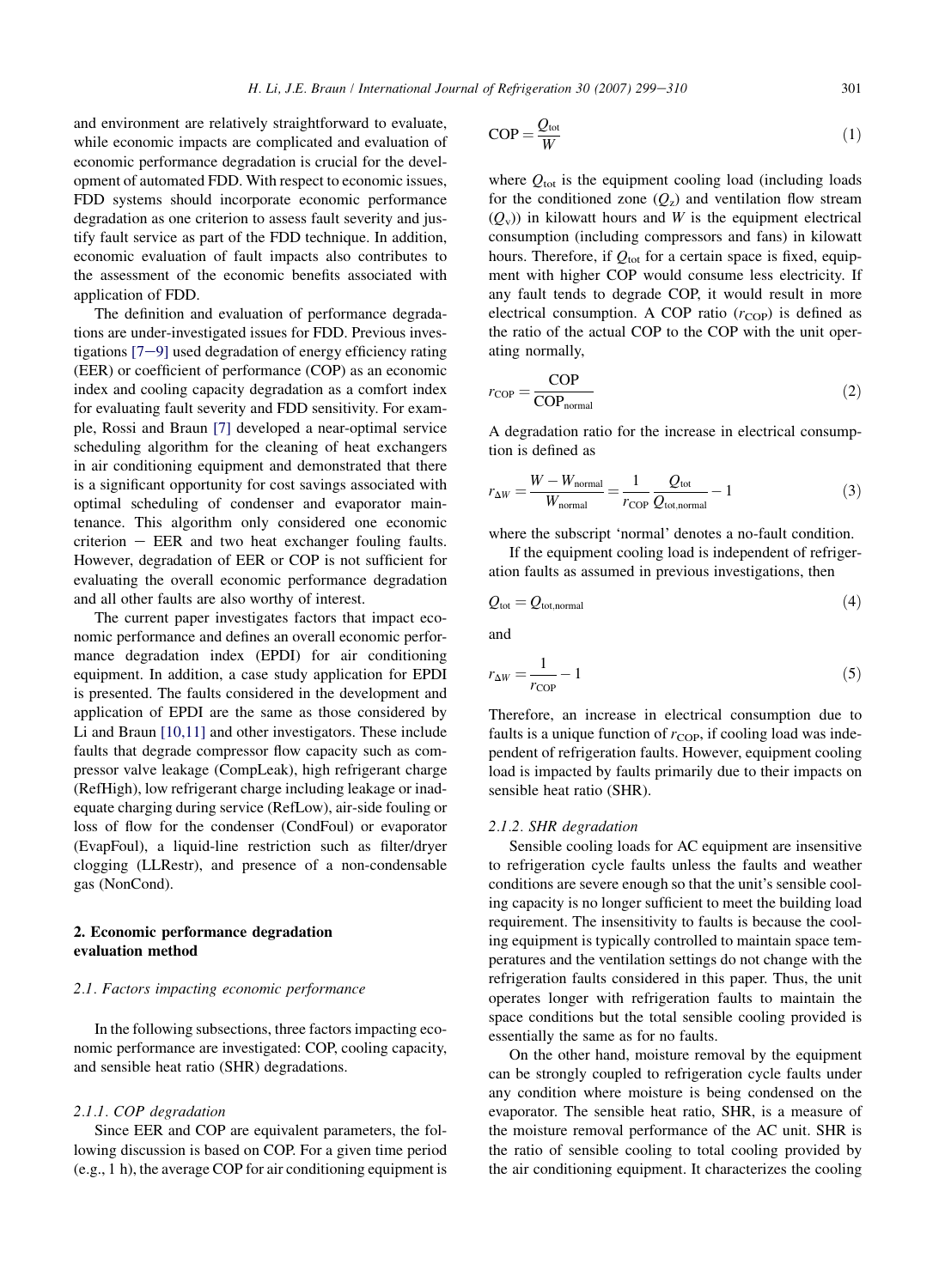and environment are relatively straightforward to evaluate, while economic impacts are complicated and evaluation of economic performance degradation is crucial for the development of automated FDD. With respect to economic issues, FDD systems should incorporate economic performance degradation as one criterion to assess fault severity and justify fault service as part of the FDD technique. In addition, economic evaluation of fault impacts also contributes to the assessment of the economic benefits associated with application of FDD.

The definition and evaluation of performance degradations are under-investigated issues for FDD. Previous investigations [7–9] used degradation of energy efficiency rating (EER) or coefficient of performance (COP) as an economic index and cooling capacity degradation as a comfort index for evaluating fault severity and FDD sensitivity. For example, Rossi and Braun [7] developed a near-optimal service scheduling algorithm for the cleaning of heat exchangers in air conditioning equipment and demonstrated that there is a significant opportunity for cost savings associated with optimal scheduling of condenser and evaporator maintenance. This algorithm only considered one economic criterion − EER and two heat exchanger fouling faults. However, degradation of EER or COP is not sufficient for evaluating the overall economic performance degradation and all other faults are also worthy of interest.

The current paper investigates factors that impact economic performance and defines an overall economic performance degradation index (EPDI) for air conditioning equipment. In addition, a case study application for EPDI is presented. The faults considered in the development and application of EPDI are the same as those considered by Li and Braun [10,11] and other investigators. These include faults that degrade compressor flow capacity such as compressor valve leakage (CompLeak), high refrigerant charge (RefHigh), low refrigerant charge including leakage or inadequate charging during service (RefLow), air-side fouling or loss of flow for the condenser (CondFoul) or evaporator (EvapFoul), a liquid-line restriction such as filter/dryer clogging (LLRestr), and presence of a non-condensable gas (NonCond).

## 2. Economic performance degradation evaluation method

### 2.1. Factors impacting economic performance

In the following subsections, three factors impacting economic performance are investigated: COP, cooling capacity, and sensible heat ratio (SHR) degradations.

#### 2.1.1. COP degradation

Since EER and COP are equivalent parameters, the following discussion is based on COP. For a given time period (e.g., 1 h), the average COP for air conditioning equipment is

$$\mathrm{COP} = \frac{Q_{\mathrm{tot}}}{W} \tag{1}$$

where $Q_{\mathrm{tot}}$ is the equipment cooling load (including loads for the conditioned zone ($Q_z$) and ventilation flow stream ($Q_v$)) in kilowatt hours and $W$ is the equipment electrical consumption (including compressors and fans) in kilowatt hours. Therefore, if $Q_{\mathrm{tot}}$ for a certain space is fixed, equipment with higher COP would consume less electricity. If any fault tends to degrade COP, it would result in more electrical consumption. A COP ratio ($r_{\mathrm{COP}}$) is defined as the ratio of the actual COP to the COP with the unit operating normally,

$$r_{\mathrm{COP}} = \frac{\mathrm{COP}}{\mathrm{COP}_{\mathrm{normal}}} \tag{2}$$

A degradation ratio for the increase in electrical consumption is defined as

$$r_{\Delta W} = \frac{W - W_{\mathrm{normal}}}{W_{\mathrm{normal}}} = \frac{1}{r_{\mathrm{COP}}}\frac{Q_{\mathrm{tot}}}{Q_{\mathrm{tot,normal}}} - 1 \tag{3}$$

where the subscript 'normal' denotes a no-fault condition.

If the equipment cooling load is independent of refrigeration faults as assumed in previous investigations, then

$$Q_{\mathrm{tot}} = Q_{\mathrm{tot,normal}} \tag{4}$$

and

$$r_{\Delta W} = \frac{1}{r_{\mathrm{COP}}} - 1 \tag{5}$$

Therefore, an increase in electrical consumption due to faults is a unique function of $r_{\mathrm{COP}}$, if cooling load was independent of refrigeration faults. However, equipment cooling load is impacted by faults primarily due to their impacts on sensible heat ratio (SHR).

#### 2.1.2. SHR degradation

Sensible cooling loads for AC equipment are insensitive to refrigeration cycle faults unless the faults and weather conditions are severe enough so that the unit's sensible cooling capacity is no longer sufficient to meet the building load requirement. The insensitivity to faults is because the cooling equipment is typically controlled to maintain space temperatures and the ventilation settings do not change with the refrigeration faults considered in this paper. Thus, the unit operates longer with refrigeration faults to maintain the space conditions but the total sensible cooling provided is essentially the same as for no faults.

On the other hand, moisture removal by the equipment can be strongly coupled to refrigeration cycle faults under any condition where moisture is being condensed on the evaporator. The sensible heat ratio, SHR, is a measure of the moisture removal performance of the AC unit. SHR is the ratio of sensible cooling to total cooling provided by the air conditioning equipment. It characterizes the cooling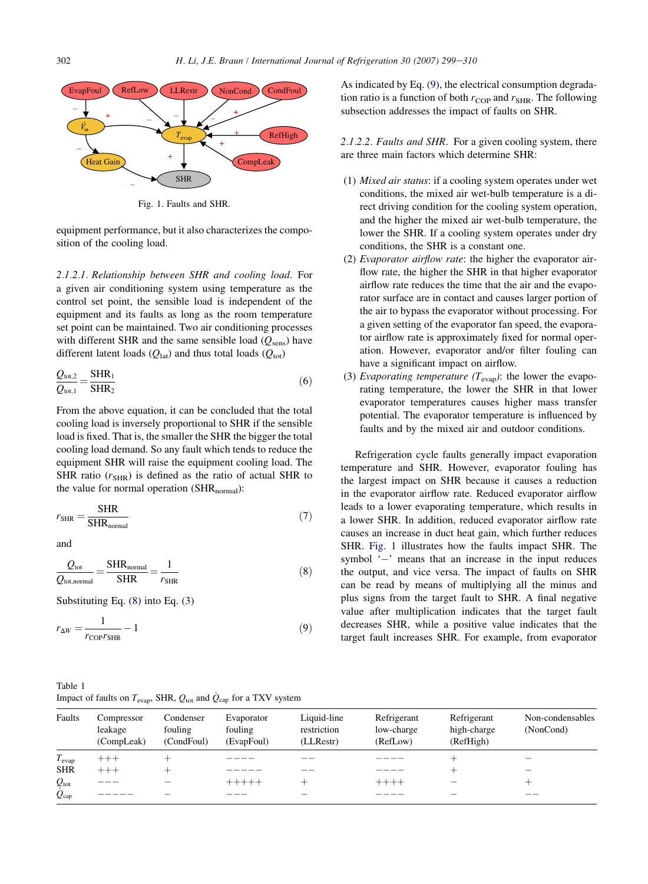Fig. 1. Faults and SHR.

equipment performance, but it also characterizes the composition of the cooling load.

*2.1.2.1. Relationship between SHR and cooling load.* For a given air conditioning system using temperature as the control set point, the sensible load is independent of the equipment and its faults as long as the room temperature set point can be maintained. Two air conditioning processes with different SHR and the same sensible load ($Q_{sens}$) have different latent loads ($Q_{lat}$) and thus total loads ($Q_{tot}$)

$$\frac{Q_{tot,2}}{Q_{tot,1}} = \frac{SHR_1}{SHR_2} \tag{6}$$

From the above equation, it can be concluded that the total cooling load is inversely proportional to SHR if the sensible load is fixed. That is, the smaller the SHR the bigger the total cooling load demand. So any fault which tends to reduce the equipment SHR will raise the equipment cooling load. The SHR ratio ($r_{SHR}$) is defined as the ratio of actual SHR to the value for normal operation ($SHR_{normal}$):

$$r_{SHR} = \frac{SHR}{SHR_{normal}} \tag{7}$$

and

$$\frac{Q_{tot}}{Q_{tot,normal}} = \frac{SHR_{normal}}{SHR} = \frac{1}{r_{SHR}} \tag{8}$$

Substituting Eq. (8) into Eq. (3)

$$r_{\Delta W} = \frac{1}{r_{COP} r_{SHR}} - 1 \tag{9}$$

As indicated by Eq. (9), the electrical consumption degradation ratio is a function of both $r_{COP}$ and $r_{SHR}$. The following subsection addresses the impact of faults on SHR.

*2.1.2.2. Faults and SHR.* For a given cooling system, there are three main factors which determine SHR:

(1) *Mixed air status*: if a cooling system operates under wet conditions, the mixed air wet-bulb temperature is a direct driving condition for the cooling system operation, and the higher the mixed air wet-bulb temperature, the lower the SHR. If a cooling system operates under dry conditions, the SHR is a constant one.
(2) *Evaporator airflow rate*: the higher the evaporator airflow rate, the higher the SHR in that higher evaporator airflow rate reduces the time that the air and the evaporator surface are in contact and causes larger portion of the air to bypass the evaporator without processing. For a given setting of the evaporator fan speed, the evaporator airflow rate is approximately fixed for normal operation. However, evaporator and/or filter fouling can have a significant impact on airflow.
(3) *Evaporating temperature ($T_{evap}$)*: the lower the evaporating temperature, the lower the SHR in that lower evaporator temperatures causes higher mass transfer potential. The evaporator temperature is influenced by faults and by the mixed air and outdoor conditions.

Refrigeration cycle faults generally impact evaporation temperature and SHR. However, evaporator fouling has the largest impact on SHR because it causes a reduction in the evaporator airflow rate. Reduced evaporator airflow leads to a lower evaporating temperature, which results in a lower SHR. In addition, reduced evaporator airflow rate causes an increase in duct heat gain, which further reduces SHR. Fig. 1 illustrates how the faults impact SHR. The symbol '−' means that an increase in the input reduces the output, and vice versa. The impact of faults on SHR can be read by means of multiplying all the minus and plus signs from the target fault to SHR. A final negative value after multiplication indicates that the target fault decreases SHR, while a positive value indicates that the target fault increases SHR. For example, from evaporator

Table 1
Impact of faults on $T_{evap}$, SHR, $Q_{tot}$ and $\dot{Q}_{cap}$ for a TXV system

| Faults | Compressor leakage (CompLeak) | Condenser fouling (CondFoul) | Evaporator fouling (EvapFoul) | Liquid-line restriction (LLRestr) | Refrigerant low-charge (RefLow) | Refrigerant high-charge (RefHigh) | Non-condensables (NonCond) |
|---|---|---|---|---|---|---|---|
| $T_{evap}$ | +++ | + | −−−− | −− | −−−− | + | − |
| SHR | +++ | + | −−−−− | −− | −−−− | + | − |
| $Q_{tot}$ | −−− | − | +++++ | + | ++++ | − | + |
| $\dot{Q}_{cap}$ | −−−−− | − | −−− | − | −−−− | − | −− |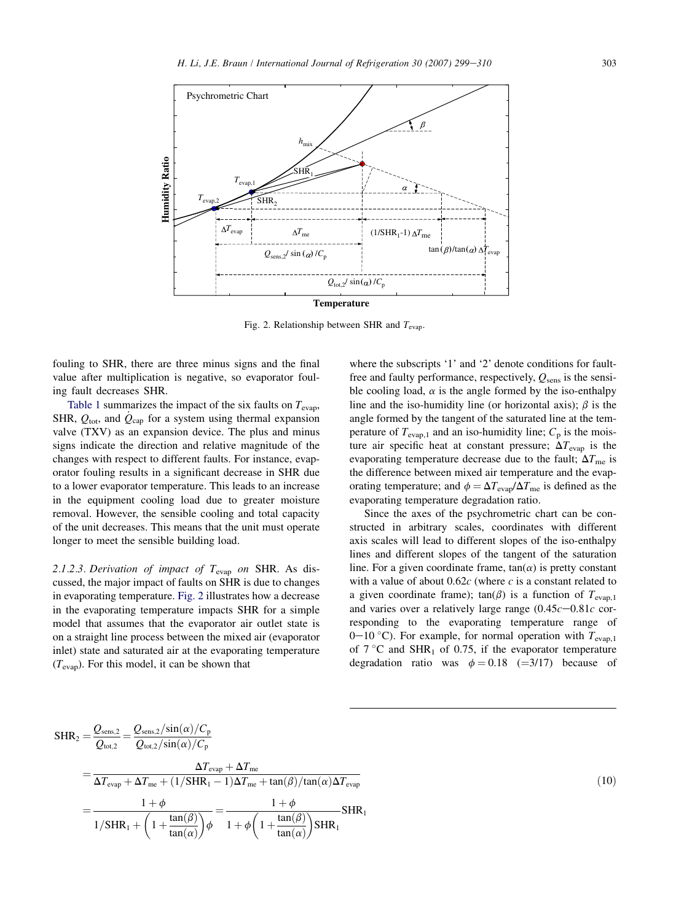Fig. 2. Relationship between SHR and $T_{evap}$.

fouling to SHR, there are three minus signs and the final value after multiplication is negative, so evaporator fouling fault decreases SHR.

Table 1 summarizes the impact of the six faults on $T_{evap}$, SHR, $Q_{tot}$, and $\dot{Q}_{cap}$ for a system using thermal expansion valve (TXV) as an expansion device. The plus and minus signs indicate the direction and relative magnitude of the changes with respect to different faults. For instance, evaporator fouling results in a significant decrease in SHR due to a lower evaporator temperature. This leads to an increase in the equipment cooling load due to greater moisture removal. However, the sensible cooling and total capacity of the unit decreases. This means that the unit must operate longer to meet the sensible building load.

*2.1.2.3. Derivation of impact of $T_{evap}$ on* SHR. As discussed, the major impact of faults on SHR is due to changes in evaporating temperature. Fig. 2 illustrates how a decrease in the evaporating temperature impacts SHR for a simple model that assumes that the evaporator air outlet state is on a straight line process between the mixed air (evaporator inlet) state and saturated air at the evaporating temperature ($T_{evap}$). For this model, it can be shown that

$$\begin{aligned}
\mathrm{SHR}_2 &= \frac{Q_{sens,2}}{Q_{tot,2}} = \frac{Q_{sens,2}/\sin(\alpha)/C_p}{Q_{tot,2}/\sin(\alpha)/C_p} \\
&= \frac{\Delta T_{evap} + \Delta T_{me}}{\Delta T_{evap} + \Delta T_{me} + (1/\mathrm{SHR}_1 - 1)\Delta T_{me} + \tan(\beta)/\tan(\alpha)\Delta T_{evap}} \\
&= \frac{1+\phi}{1/\mathrm{SHR}_1 + \left(1 + \dfrac{\tan(\beta)}{\tan(\alpha)}\right)\phi} = \frac{1+\phi}{1+\phi\left(1+\dfrac{\tan(\beta)}{\tan(\alpha)}\right)\mathrm{SHR}_1}\mathrm{SHR}_1
\end{aligned} \tag{10}$$

where the subscripts '1' and '2' denote conditions for fault-free and faulty performance, respectively, $Q_{sens}$ is the sensible cooling load, $\alpha$ is the angle formed by the iso-enthalpy line and the iso-humidity line (or horizontal axis); $\beta$ is the angle formed by the tangent of the saturated line at the temperature of $T_{evap,1}$ and an iso-humidity line; $C_p$ is the moisture air specific heat at constant pressure; $\Delta T_{evap}$ is the evaporating temperature decrease due to the fault; $\Delta T_{me}$ is the difference between mixed air temperature and the evaporating temperature; and $\phi = \Delta T_{evap}/\Delta T_{me}$ is defined as the evaporating temperature degradation ratio.

Since the axes of the psychrometric chart can be constructed in arbitrary scales, coordinates with different axis scales will lead to different slopes of the iso-enthalpy lines and different slopes of the tangent of the saturation line. For a given coordinate frame, $\tan(\alpha)$ is pretty constant with a value of about $0.62c$ (where $c$ is a constant related to a given coordinate frame); $\tan(\beta)$ is a function of $T_{evap,1}$ and varies over a relatively large range ($0.45c$–$0.81c$ corresponding to the evaporating temperature range of 0–10 °C). For example, for normal operation with $T_{evap,1}$ of 7 °C and $\mathrm{SHR}_1$ of 0.75, if the evaporator temperature degradation ratio was $\phi = 0.18$ (=3/17) because of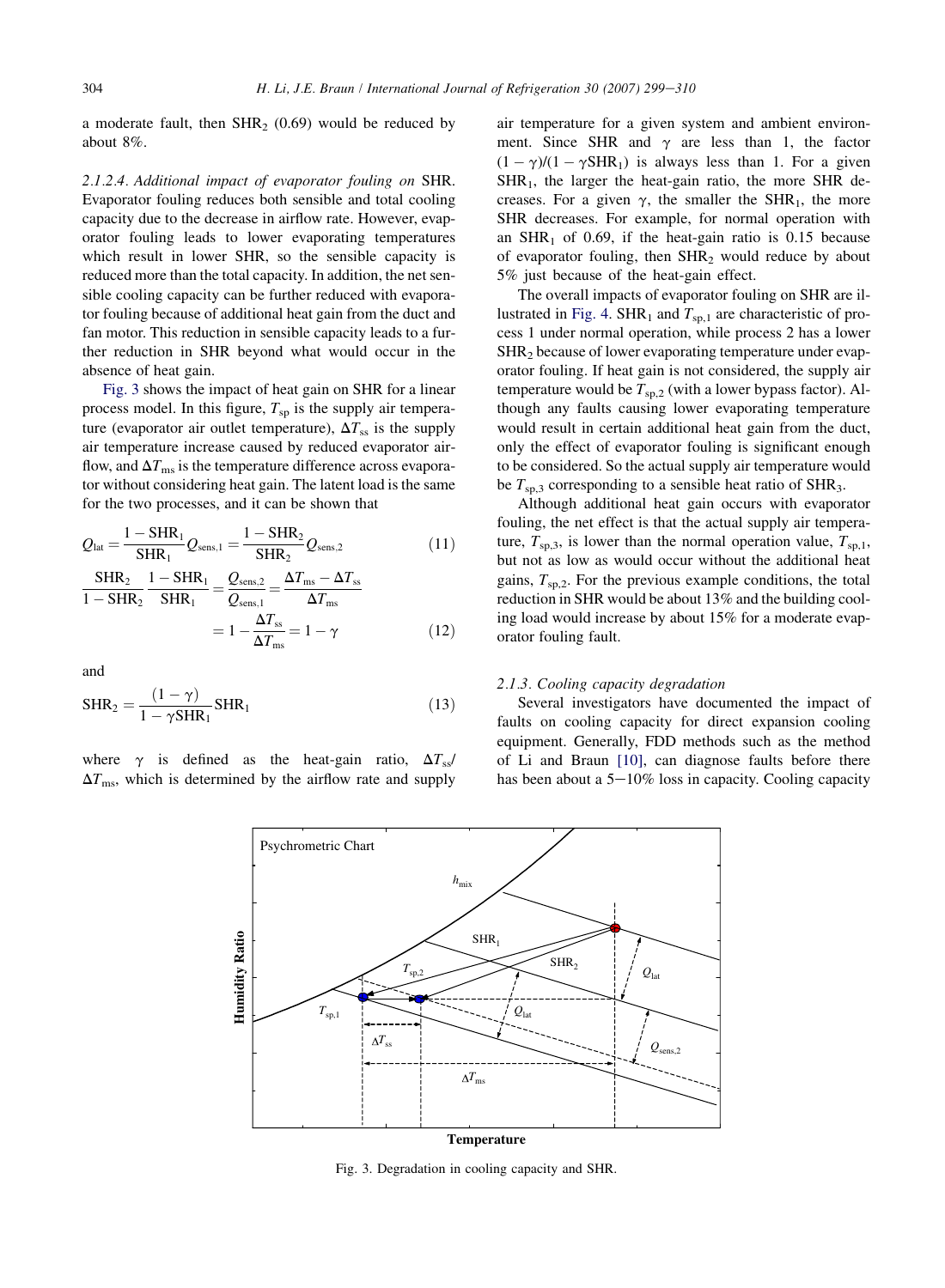a moderate fault, then $SHR_2$ (0.69) would be reduced by about 8%.

#### 2.1.2.4. Additional impact of evaporator fouling on SHR.

Evaporator fouling reduces both sensible and total cooling capacity due to the decrease in airflow rate. However, evaporator fouling leads to lower evaporating temperatures which result in lower SHR, so the sensible capacity is reduced more than the total capacity. In addition, the net sensible cooling capacity can be further reduced with evaporator fouling because of additional heat gain from the duct and fan motor. This reduction in sensible capacity leads to a further reduction in SHR beyond what would occur in the absence of heat gain.

Fig. 3 shows the impact of heat gain on SHR for a linear process model. In this figure, $T_{sp}$ is the supply air temperature (evaporator air outlet temperature), $\Delta T_{ss}$ is the supply air temperature increase caused by reduced evaporator airflow, and $\Delta T_{ms}$ is the temperature difference across evaporator without considering heat gain. The latent load is the same for the two processes, and it can be shown that

$$Q_{lat} = \frac{1 - SHR_1}{SHR_1} Q_{sens,1} = \frac{1 - SHR_2}{SHR_2} Q_{sens,2} \tag{11}$$

$$\frac{SHR_2}{1 - SHR_2} \frac{1 - SHR_1}{SHR_1} = \frac{Q_{sens,2}}{Q_{sens,1}} = \frac{\Delta T_{ms} - \Delta T_{ss}}{\Delta T_{ms}} = 1 - \frac{\Delta T_{ss}}{\Delta T_{ms}} = 1 - \gamma \tag{12}$$

and

$$SHR_2 = \frac{(1 - \gamma)}{1 - \gamma SHR_1} SHR_1 \tag{13}$$

where $\gamma$ is defined as the heat-gain ratio, $\Delta T_{ss}/\Delta T_{ms}$, which is determined by the airflow rate and supply air temperature for a given system and ambient environment. Since SHR and $\gamma$ are less than 1, the factor $(1 - \gamma)/(1 - \gamma SHR_1)$ is always less than 1. For a given $SHR_1$, the larger the heat-gain ratio, the more SHR decreases. For a given $\gamma$, the smaller the $SHR_1$, the more SHR decreases. For example, for normal operation with an $SHR_1$ of 0.69, if the heat-gain ratio is 0.15 because of evaporator fouling, then $SHR_2$ would reduce by about 5% just because of the heat-gain effect.

The overall impacts of evaporator fouling on SHR are illustrated in Fig. 4. $SHR_1$ and $T_{sp,1}$ are characteristic of process 1 under normal operation, while process 2 has a lower $SHR_2$ because of lower evaporating temperature under evaporator fouling. If heat gain is not considered, the supply air temperature would be $T_{sp,2}$ (with a lower bypass factor). Although any faults causing lower evaporating temperature would result in certain additional heat gain from the duct, only the effect of evaporator fouling is significant enough to be considered. So the actual supply air temperature would be $T_{sp,3}$ corresponding to a sensible heat ratio of $SHR_3$.

Although additional heat gain occurs with evaporator fouling, the net effect is that the actual supply air temperature, $T_{sp,3}$, is lower than the normal operation value, $T_{sp,1}$, but not as low as would occur without the additional heat gains, $T_{sp,2}$. For the previous example conditions, the total reduction in SHR would be about 13% and the building cooling load would increase by about 15% for a moderate evaporator fouling fault.

### 2.1.3. Cooling capacity degradation

Several investigators have documented the impact of faults on cooling capacity for direct expansion cooling equipment. Generally, FDD methods such as the method of Li and Braun [10], can diagnose faults before there has been about a 5–10% loss in capacity. Cooling capacity

Fig. 3. Degradation in cooling capacity and SHR.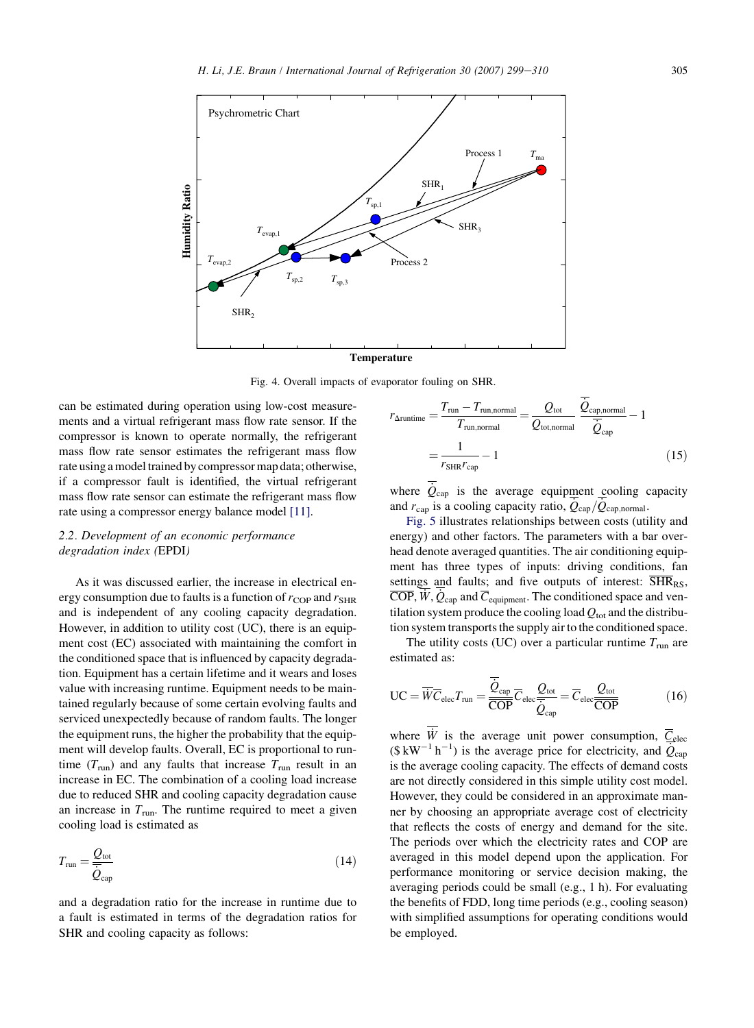Fig. 4. Overall impacts of evaporator fouling on SHR.

can be estimated during operation using low-cost measurements and a virtual refrigerant mass flow rate sensor. If the compressor is known to operate normally, the refrigerant mass flow rate sensor estimates the refrigerant mass flow rate using a model trained by compressor map data; otherwise, if a compressor fault is identified, the virtual refrigerant mass flow rate sensor can estimate the refrigerant mass flow rate using a compressor energy balance model [11].

### 2.2. Development of an economic performance degradation index (EPDI)

As it was discussed earlier, the increase in electrical energy consumption due to faults is a function of $r_{COP}$ and $r_{SHR}$ and is independent of any cooling capacity degradation. However, in addition to utility cost (UC), there is an equipment cost (EC) associated with maintaining the comfort in the conditioned space that is influenced by capacity degradation. Equipment has a certain lifetime and it wears and loses value with increasing runtime. Equipment needs to be maintained regularly because of some certain evolving faults and serviced unexpectedly because of random faults. The longer the equipment runs, the higher the probability that the equipment will develop faults. Overall, EC is proportional to runtime ($T_{run}$) and any faults that increase $T_{run}$ result in an increase in EC. The combination of a cooling load increase due to reduced SHR and cooling capacity degradation cause an increase in $T_{run}$. The runtime required to meet a given cooling load is estimated as

$$T_{run} = \frac{Q_{tot}}{\overline{\dot{Q}}_{cap}} \tag{14}$$

and a degradation ratio for the increase in runtime due to a fault is estimated in terms of the degradation ratios for SHR and cooling capacity as follows:

$$r_{\Delta runtime} = \frac{T_{run} - T_{run,normal}}{T_{run,normal}} = \frac{Q_{tot}}{Q_{tot,normal}} \frac{\overline{\dot{Q}}_{cap,normal}}{\overline{\dot{Q}}_{cap}} - 1 = \frac{1}{r_{SHR} r_{cap}} - 1 \tag{15}$$

where $\overline{\dot{Q}}_{cap}$ is the average equipment cooling capacity and $r_{cap}$ is a cooling capacity ratio, $\overline{\dot{Q}}_{cap}/\overline{\dot{Q}}_{cap,normal}$.

Fig. 5 illustrates relationships between costs (utility and energy) and other factors. The parameters with a bar overhead denote averaged quantities. The air conditioning equipment has three types of inputs: driving conditions, fan settings and faults; and five outputs of interest: $\overline{SHR}_{RS}$, $\overline{COP}$, $\overline{\dot{W}}$, $\overline{\dot{Q}}_{cap}$ and $\overline{C}_{equipment}$. The conditioned space and ventilation system produce the cooling load $Q_{tot}$ and the distribution system transports the supply air to the conditioned space.

The utility costs (UC) over a particular runtime $T_{run}$ are estimated as:

$$UC = \overline{\dot{W}}\,\overline{C}_{elec} T_{run} = \frac{\overline{\dot{Q}}_{cap}}{\overline{COP}} \overline{C}_{elec} \frac{Q_{tot}}{\overline{\dot{Q}}_{cap}} = \overline{C}_{elec} \frac{Q_{tot}}{\overline{COP}} \tag{16}$$

where $\overline{\dot{W}}$ is the average unit power consumption, $\overline{C}_{elec}$ ($\$\ kW^{-1}\ h^{-1}$) is the average price for electricity, and $\overline{\dot{Q}}_{cap}$ is the average cooling capacity. The effects of demand costs are not directly considered in this simple utility cost model. However, they could be considered in an approximate manner by choosing an appropriate average cost of electricity that reflects the costs of energy and demand for the site. The periods over which the electricity rates and COP are averaged in this model depend upon the application. For performance monitoring or service decision making, the averaging periods could be small (e.g., 1 h). For evaluating the benefits of FDD, long time periods (e.g., cooling season) with simplified assumptions for operating conditions would be employed.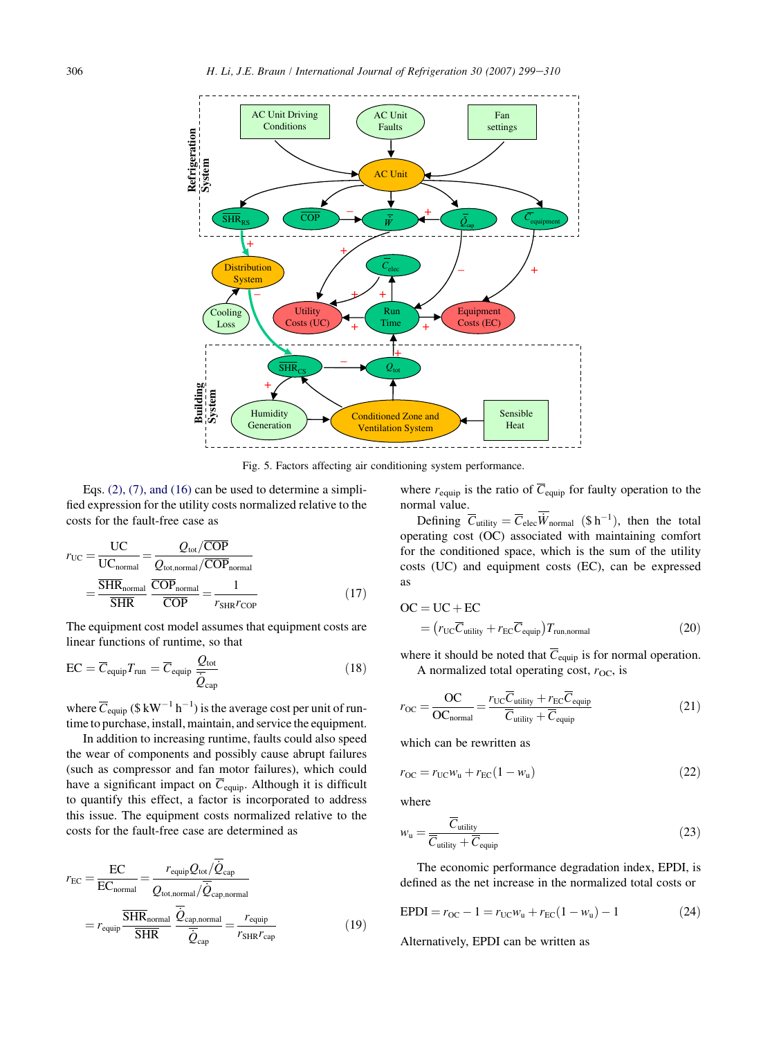Fig. 5. Factors affecting air conditioning system performance.

Eqs. (2), (7), and (16) can be used to determine a simplified expression for the utility costs normalized relative to the costs for the fault-free case as

$$r_{UC} = \frac{UC}{UC_{normal}} = \frac{Q_{tot}/\overline{COP}}{Q_{tot,normal}/\overline{COP}_{normal}} = \frac{\overline{SHR}_{normal}}{\overline{SHR}}\frac{\overline{COP}_{normal}}{\overline{COP}} = \frac{1}{r_{SHR}r_{COP}} \tag{17}$$

The equipment cost model assumes that equipment costs are linear functions of runtime, so that

$$EC = \overline{C}_{equip}T_{run} = \overline{C}_{equip}\frac{Q_{tot}}{\overline{\dot{Q}}_{cap}} \tag{18}$$

where $\overline{C}_{equip}$ (\$ kW$^{-1}$ h$^{-1}$) is the average cost per unit of runtime to purchase, install, maintain, and service the equipment.

In addition to increasing runtime, faults could also speed the wear of components and possibly cause abrupt failures (such as compressor and fan motor failures), which could have a significant impact on $\overline{C}_{equip}$. Although it is difficult to quantify this effect, a factor is incorporated to address this issue. The equipment costs normalized relative to the costs for the fault-free case are determined as

$$r_{EC} = \frac{EC}{EC_{normal}} = \frac{r_{equip}Q_{tot}/\overline{\dot{Q}}_{cap}}{Q_{tot,normal}/\overline{\dot{Q}}_{cap,normal}} = r_{equip}\frac{\overline{SHR}_{normal}}{\overline{SHR}}\frac{\overline{\dot{Q}}_{cap,normal}}{\overline{\dot{Q}}_{cap}} = \frac{r_{equip}}{r_{SHR}r_{cap}} \tag{19}$$

where $r_{equip}$ is the ratio of $\overline{C}_{equip}$ for faulty operation to the normal value.

Defining $\overline{C}_{utility} = \overline{C}_{elec}\overline{\dot{W}}_{normal}$ (\$ h$^{-1}$), then the total operating cost (OC) associated with maintaining comfort for the conditioned space, which is the sum of the utility costs (UC) and equipment costs (EC), can be expressed as

$$OC = UC + EC = \left(r_{UC}\overline{C}_{utility} + r_{EC}\overline{C}_{equip}\right)T_{run,normal} \tag{20}$$

where it should be noted that $\overline{C}_{equip}$ is for normal operation.

A normalized total operating cost, $r_{OC}$, is

$$r_{OC} = \frac{OC}{OC_{normal}} = \frac{r_{UC}\overline{C}_{utility} + r_{EC}\overline{C}_{equip}}{\overline{C}_{utility} + \overline{C}_{equip}} \tag{21}$$

which can be rewritten as

$$r_{OC} = r_{UC}w_u + r_{EC}(1 - w_u) \tag{22}$$

where

$$w_u = \frac{\overline{C}_{utility}}{\overline{C}_{utility} + \overline{C}_{equip}} \tag{23}$$

The economic performance degradation index, EPDI, is defined as the net increase in the normalized total costs or

$$EPDI = r_{OC} - 1 = r_{UC}w_u + r_{EC}(1 - w_u) - 1 \tag{24}$$

Alternatively, EPDI can be written as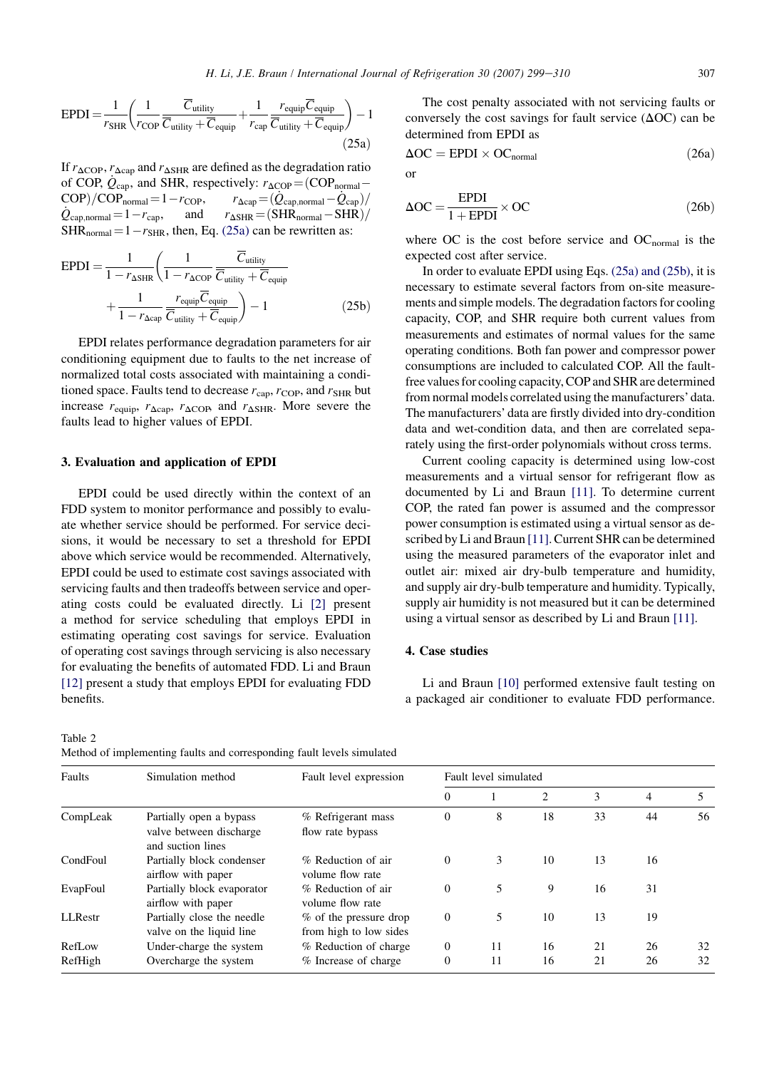$$\mathrm{EPDI} = \frac{1}{r_{\mathrm{SHR}}}\left(\frac{1}{r_{\mathrm{COP}}}\frac{\overline{C}_{\mathrm{utility}}}{\overline{C}_{\mathrm{utility}} + \overline{C}_{\mathrm{equip}}} + \frac{1}{r_{\mathrm{cap}}}\frac{r_{\mathrm{equip}}\overline{C}_{\mathrm{equip}}}{\overline{C}_{\mathrm{utility}} + \overline{C}_{\mathrm{equip}}}\right) - 1 \tag{25a}$$

If $r_{\Delta\mathrm{COP}}$, $r_{\Delta\mathrm{cap}}$ and $r_{\Delta\mathrm{SHR}}$ are defined as the degradation ratio of COP, $\dot{Q}_{\mathrm{cap}}$, and SHR, respectively: $r_{\Delta\mathrm{COP}} = (\mathrm{COP}_{\mathrm{normal}} - \mathrm{COP})/\mathrm{COP}_{\mathrm{normal}} = 1 - r_{\mathrm{COP}}$, $r_{\Delta\mathrm{cap}} = (\dot{Q}_{\mathrm{cap,normal}} - \dot{Q}_{\mathrm{cap}})/\dot{Q}_{\mathrm{cap,normal}} = 1 - r_{\mathrm{cap}}$, and $r_{\Delta\mathrm{SHR}} = (\mathrm{SHR}_{\mathrm{normal}} - \mathrm{SHR})/\mathrm{SHR}_{\mathrm{normal}} = 1 - r_{\mathrm{SHR}}$, then, Eq. (25a) can be rewritten as:

$$\mathrm{EPDI} = \frac{1}{1 - r_{\Delta\mathrm{SHR}}}\left(\frac{1}{1 - r_{\Delta\mathrm{COP}}}\frac{\overline{C}_{\mathrm{utility}}}{\overline{C}_{\mathrm{utility}} + \overline{C}_{\mathrm{equip}}} + \frac{1}{1 - r_{\Delta\mathrm{cap}}}\frac{r_{\mathrm{equip}}\overline{C}_{\mathrm{equip}}}{\overline{C}_{\mathrm{utility}} + \overline{C}_{\mathrm{equip}}}\right) - 1 \tag{25b}$$

EPDI relates performance degradation parameters for air conditioning equipment due to faults to the net increase of normalized total costs associated with maintaining a conditioned space. Faults tend to decrease $r_{\mathrm{cap}}$, $r_{\mathrm{COP}}$, and $r_{\mathrm{SHR}}$ but increase $r_{\mathrm{equip}}$, $r_{\Delta\mathrm{cap}}$, $r_{\Delta\mathrm{COP}}$, and $r_{\Delta\mathrm{SHR}}$. More severe the faults lead to higher values of EPDI.

## 3. Evaluation and application of EPDI

EPDI could be used directly within the context of an FDD system to monitor performance and possibly to evaluate whether service should be performed. For service decisions, it would be necessary to set a threshold for EPDI above which service would be recommended. Alternatively, EPDI could be used to estimate cost savings associated with servicing faults and then tradeoffs between service and operating costs could be evaluated directly. Li [2] present a method for service scheduling that employs EPDI in estimating operating cost savings for service. Evaluation of operating cost savings through servicing is also necessary for evaluating the benefits of automated FDD. Li and Braun [12] present a study that employs EPDI for evaluating FDD benefits.

The cost penalty associated with not servicing faults or conversely the cost savings for fault service ($\Delta$OC) can be determined from EPDI as

$$\Delta\mathrm{OC} = \mathrm{EPDI} \times \mathrm{OC}_{\mathrm{normal}} \tag{26a}$$

or

$$\Delta\mathrm{OC} = \frac{\mathrm{EPDI}}{1 + \mathrm{EPDI}} \times \mathrm{OC} \tag{26b}$$

where OC is the cost before service and $\mathrm{OC}_{\mathrm{normal}}$ is the expected cost after service.

In order to evaluate EPDI using Eqs. (25a) and (25b), it is necessary to estimate several factors from on-site measurements and simple models. The degradation factors for cooling capacity, COP, and SHR require both current values from measurements and estimates of normal values for the same operating conditions. Both fan power and compressor power consumptions are included to calculated COP. All the fault-free values for cooling capacity, COP and SHR are determined from normal models correlated using the manufacturers' data. The manufacturers' data are firstly divided into dry-condition data and wet-condition data, and then are correlated separately using the first-order polynomials without cross terms.

Current cooling capacity is determined using low-cost measurements and a virtual sensor for refrigerant flow as documented by Li and Braun [11]. To determine current COP, the rated fan power is assumed and the compressor power consumption is estimated using a virtual sensor as described by Li and Braun [11]. Current SHR can be determined using the measured parameters of the evaporator inlet and outlet air: mixed air dry-bulb temperature and humidity, and supply air dry-bulb temperature and humidity. Typically, supply air humidity is not measured but it can be determined using a virtual sensor as described by Li and Braun [11].

## 4. Case studies

Li and Braun [10] performed extensive fault testing on a packaged air conditioner to evaluate FDD performance.

Table 2
Method of implementing faults and corresponding fault levels simulated

| Faults | Simulation method | Fault level expression | Fault level simulated | | | | | |
|---|---|---|---|---|---|---|---|---|
| | | | 0 | 1 | 2 | 3 | 4 | 5 |
| CompLeak | Partially open a bypass valve between discharge and suction lines | % Refrigerant mass flow rate bypass | 0 | 8 | 18 | 33 | 44 | 56 |
| CondFoul | Partially block condenser airflow with paper | % Reduction of air volume flow rate | 0 | 3 | 10 | 13 | 16 | |
| EvapFoul | Partially block evaporator airflow with paper | % Reduction of air volume flow rate | 0 | 5 | 9 | 16 | 31 | |
| LLRestr | Partially close the needle valve on the liquid line | % of the pressure drop from high to low sides | 0 | 5 | 10 | 13 | 19 | |
| RefLow | Under-charge the system | % Reduction of charge | 0 | 11 | 16 | 21 | 26 | 32 |
| RefHigh | Overcharge the system | % Increase of charge | 0 | 11 | 16 | 21 | 26 | 32 |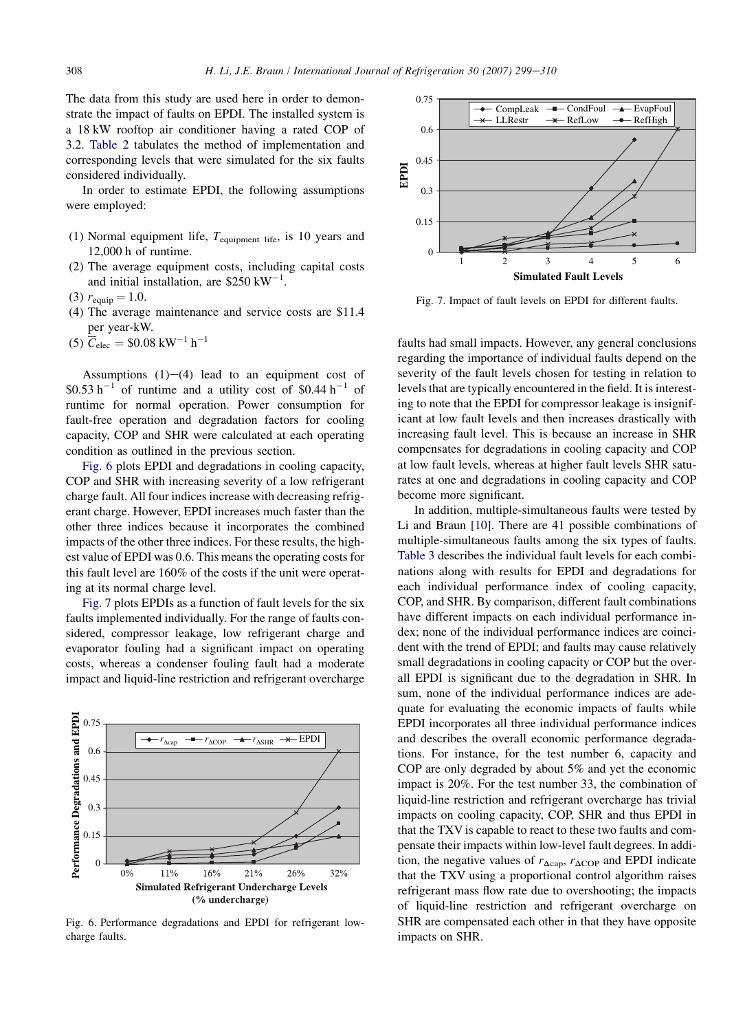The data from this study are used here in order to demonstrate the impact of faults on EPDI. The installed system is a 18 kW rooftop air conditioner having a rated COP of 3.2. Table 2 tabulates the method of implementation and corresponding levels that were simulated for the six faults considered individually.

In order to estimate EPDI, the following assumptions were employed:

(1) Normal equipment life, $T_{\text{equipment life}}$, is 10 years and 12,000 h of runtime.
(2) The average equipment costs, including capital costs and initial installation, are \$250 $\text{kW}^{-1}$.
(3) $r_{\text{equip}} = 1.0$.
(4) The average maintenance and service costs are \$11.4 per year-kW.
(5) $\overline{C}_{\text{elec}} = \$0.08\ \text{kW}^{-1}\ \text{h}^{-1}$

Assumptions (1)−(4) lead to an equipment cost of \$0.53 $\text{h}^{-1}$ of runtime and a utility cost of \$0.44 $\text{h}^{-1}$ of runtime for normal operation. Power consumption for fault-free operation and degradation factors for cooling capacity, COP and SHR were calculated at each operating condition as outlined in the previous section.

Fig. 6 plots EPDI and degradations in cooling capacity, COP and SHR with increasing severity of a low refrigerant charge fault. All four indices increase with decreasing refrigerant charge. However, EPDI increases much faster than the other three indices because it incorporates the combined impacts of the other three indices. For these results, the highest value of EPDI was 0.6. This means the operating costs for this fault level are 160% of the costs if the unit were operating at its normal charge level.

Fig. 7 plots EPDIs as a function of fault levels for the six faults implemented individually. For the range of faults considered, compressor leakage, low refrigerant charge and evaporator fouling had a significant impact on operating costs, whereas a condenser fouling fault had a moderate impact and liquid-line restriction and refrigerant overcharge faults had small impacts. However, any general conclusions regarding the importance of individual faults depend on the severity of the fault levels chosen for testing in relation to levels that are typically encountered in the field. It is interesting to note that the EPDI for compressor leakage is insignificant at low fault levels and then increases drastically with increasing fault level. This is because an increase in SHR compensates for degradations in cooling capacity and COP at low fault levels, whereas at higher fault levels SHR saturates at one and degradations in cooling capacity and COP become more significant.

Fig. 6. Performance degradations and EPDI for refrigerant low-charge faults.

Fig. 7. Impact of fault levels on EPDI for different faults.

In addition, multiple-simultaneous faults were tested by Li and Braun [10]. There are 41 possible combinations of multiple-simultaneous faults among the six types of faults. Table 3 describes the individual fault levels for each combinations along with results for EPDI and degradations for each individual performance index of cooling capacity, COP, and SHR. By comparison, different fault combinations have different impacts on each individual performance index; none of the individual performance indices are coincident with the trend of EPDI; and faults may cause relatively small degradations in cooling capacity or COP but the overall EPDI is significant due to the degradation in SHR. In sum, none of the individual performance indices are adequate for evaluating the economic impacts of faults while EPDI incorporates all three individual performance indices and describes the overall economic performance degradations. For instance, for the test number 6, capacity and COP are only degraded by about 5% and yet the economic impact is 20%. For the test number 33, the combination of liquid-line restriction and refrigerant overcharge has trivial impacts on cooling capacity, COP, SHR and thus EPDI in that the TXV is capable to react to these two faults and compensate their impacts within low-level fault degrees. In addition, the negative values of $r_{\Delta\text{cap}}$, $r_{\Delta\text{COP}}$ and EPDI indicate that the TXV using a proportional control algorithm raises refrigerant mass flow rate due to overshooting; the impacts of liquid-line restriction and refrigerant overcharge on SHR are compensated each other in that they have opposite impacts on SHR.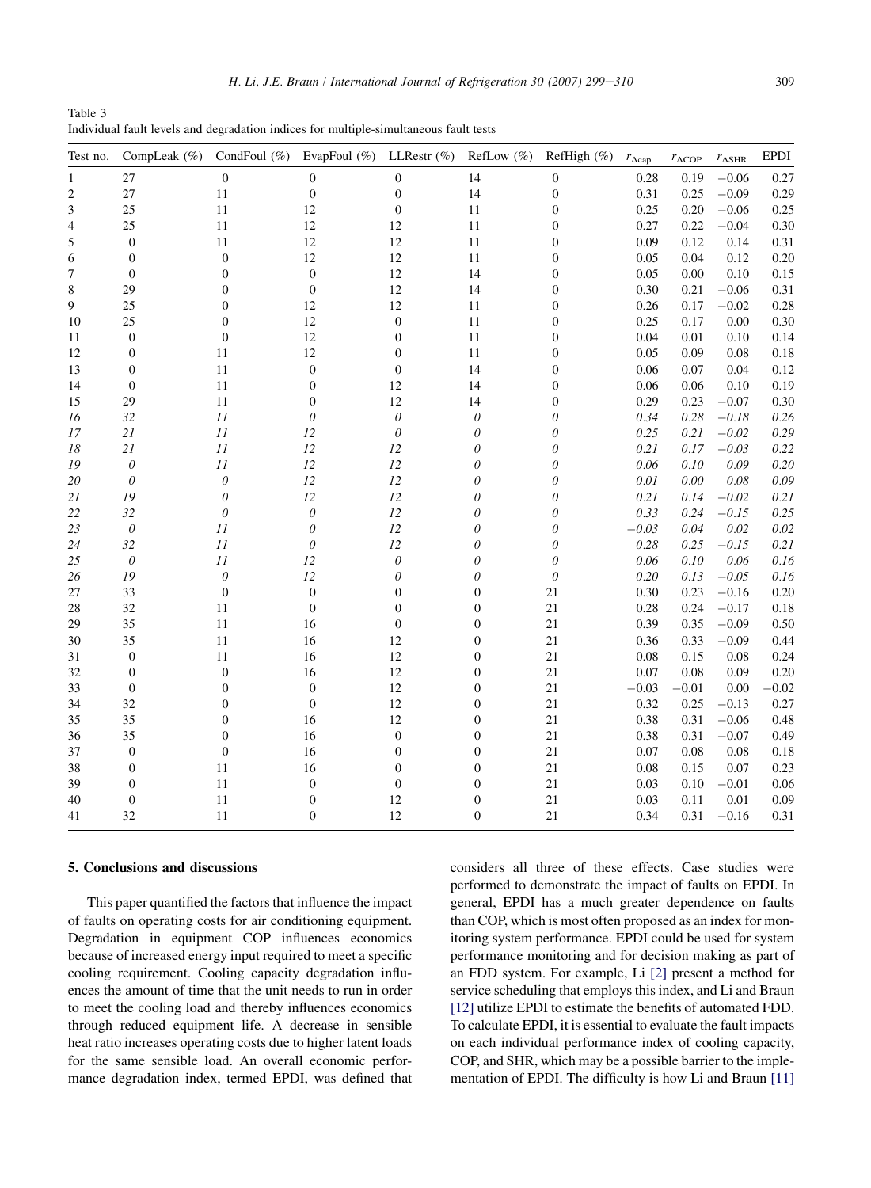Table 3
Individual fault levels and degradation indices for multiple-simultaneous fault tests

| Test no. | CompLeak (%) | CondFoul (%) | EvapFoul (%) | LLRestr (%) | RefLow (%) | RefHigh (%) | $r_{\Delta cap}$ | $r_{\Delta COP}$ | $r_{\Delta SHR}$ | EPDI |
|---|---|---|---|---|---|---|---|---|---|---|
| 1 | 27 | 0 | 0 | 0 | 14 | 0 | 0.28 | 0.19 | −0.06 | 0.27 |
| 2 | 27 | 11 | 0 | 0 | 14 | 0 | 0.31 | 0.25 | −0.09 | 0.29 |
| 3 | 25 | 11 | 12 | 0 | 11 | 0 | 0.25 | 0.20 | −0.06 | 0.25 |
| 4 | 25 | 11 | 12 | 12 | 11 | 0 | 0.27 | 0.22 | −0.04 | 0.30 |
| 5 | 0 | 11 | 12 | 12 | 11 | 0 | 0.09 | 0.12 | 0.14 | 0.31 |
| 6 | 0 | 0 | 12 | 12 | 11 | 0 | 0.05 | 0.04 | 0.12 | 0.20 |
| 7 | 0 | 0 | 0 | 12 | 14 | 0 | 0.05 | 0.00 | 0.10 | 0.15 |
| 8 | 29 | 0 | 0 | 12 | 14 | 0 | 0.30 | 0.21 | −0.06 | 0.31 |
| 9 | 25 | 0 | 12 | 12 | 11 | 0 | 0.26 | 0.17 | −0.02 | 0.28 |
| 10 | 25 | 0 | 12 | 0 | 11 | 0 | 0.25 | 0.17 | 0.00 | 0.30 |
| 11 | 0 | 0 | 12 | 0 | 11 | 0 | 0.04 | 0.01 | 0.10 | 0.14 |
| 12 | 0 | 11 | 12 | 0 | 11 | 0 | 0.05 | 0.09 | 0.08 | 0.18 |
| 13 | 0 | 11 | 0 | 0 | 14 | 0 | 0.06 | 0.07 | 0.04 | 0.12 |
| 14 | 0 | 11 | 0 | 12 | 14 | 0 | 0.06 | 0.06 | 0.10 | 0.19 |
| 15 | 29 | 11 | 0 | 12 | 14 | 0 | 0.29 | 0.23 | −0.07 | 0.30 |
| *16* | *32* | *11* | *0* | *0* | *0* | *0* | *0.34* | *0.28* | *−0.18* | *0.26* |
| *17* | *21* | *11* | *12* | *0* | *0* | *0* | *0.25* | *0.21* | *−0.02* | *0.29* |
| *18* | *21* | *11* | *12* | *12* | *0* | *0* | *0.21* | *0.17* | *−0.03* | *0.22* |
| *19* | *0* | *11* | *12* | *12* | *0* | *0* | *0.06* | *0.10* | *0.09* | *0.20* |
| *20* | *0* | *0* | *12* | *12* | *0* | *0* | *0.01* | *0.00* | *0.08* | *0.09* |
| *21* | *19* | *0* | *12* | *12* | *0* | *0* | *0.21* | *0.14* | *−0.02* | *0.21* |
| *22* | *32* | *0* | *0* | *12* | *0* | *0* | *0.33* | *0.24* | *−0.15* | *0.25* |
| *23* | *0* | *11* | *0* | *12* | *0* | *0* | *−0.03* | *0.04* | *0.02* | *0.02* |
| *24* | *32* | *11* | *0* | *12* | *0* | *0* | *0.28* | *0.25* | *−0.15* | *0.21* |
| *25* | *0* | *11* | *12* | *0* | *0* | *0* | *0.06* | *0.10* | *0.06* | *0.16* |
| *26* | *19* | *0* | *12* | *0* | *0* | *0* | *0.20* | *0.13* | *−0.05* | *0.16* |
| 27 | 33 | 0 | 0 | 0 | 0 | 21 | 0.30 | 0.23 | −0.16 | 0.20 |
| 28 | 32 | 11 | 0 | 0 | 0 | 21 | 0.28 | 0.24 | −0.17 | 0.18 |
| 29 | 35 | 11 | 16 | 0 | 0 | 21 | 0.39 | 0.35 | −0.09 | 0.50 |
| 30 | 35 | 11 | 16 | 12 | 0 | 21 | 0.36 | 0.33 | −0.09 | 0.44 |
| 31 | 0 | 11 | 16 | 12 | 0 | 21 | 0.08 | 0.15 | 0.08 | 0.24 |
| 32 | 0 | 0 | 16 | 12 | 0 | 21 | 0.07 | 0.08 | 0.09 | 0.20 |
| 33 | 0 | 0 | 0 | 12 | 0 | 21 | −0.03 | −0.01 | 0.00 | −0.02 |
| 34 | 32 | 0 | 0 | 12 | 0 | 21 | 0.32 | 0.25 | −0.13 | 0.27 |
| 35 | 35 | 0 | 16 | 12 | 0 | 21 | 0.38 | 0.31 | −0.06 | 0.48 |
| 36 | 35 | 0 | 16 | 0 | 0 | 21 | 0.38 | 0.31 | −0.07 | 0.49 |
| 37 | 0 | 0 | 16 | 0 | 0 | 21 | 0.07 | 0.08 | 0.08 | 0.18 |
| 38 | 0 | 11 | 16 | 0 | 0 | 21 | 0.08 | 0.15 | 0.07 | 0.23 |
| 39 | 0 | 11 | 0 | 0 | 0 | 21 | 0.03 | 0.10 | −0.01 | 0.06 |
| 40 | 0 | 11 | 0 | 12 | 0 | 21 | 0.03 | 0.11 | 0.01 | 0.09 |
| 41 | 32 | 11 | 0 | 12 | 0 | 21 | 0.34 | 0.31 | −0.16 | 0.31 |

## 5. Conclusions and discussions

This paper quantified the factors that influence the impact of faults on operating costs for air conditioning equipment. Degradation in equipment COP influences economics because of increased energy input required to meet a specific cooling requirement. Cooling capacity degradation influences the amount of time that the unit needs to run in order to meet the cooling load and thereby influences economics through reduced equipment life. A decrease in sensible heat ratio increases operating costs due to higher latent loads for the same sensible load. An overall economic performance degradation index, termed EPDI, was defined that considers all three of these effects. Case studies were performed to demonstrate the impact of faults on EPDI. In general, EPDI has a much greater dependence on faults than COP, which is most often proposed as an index for monitoring system performance. EPDI could be used for system performance monitoring and for decision making as part of an FDD system. For example, Li [2] present a method for service scheduling that employs this index, and Li and Braun [12] utilize EPDI to estimate the benefits of automated FDD. To calculate EPDI, it is essential to evaluate the fault impacts on each individual performance index of cooling capacity, COP, and SHR, which may be a possible barrier to the implementation of EPDI. The difficulty is how Li and Braun [11]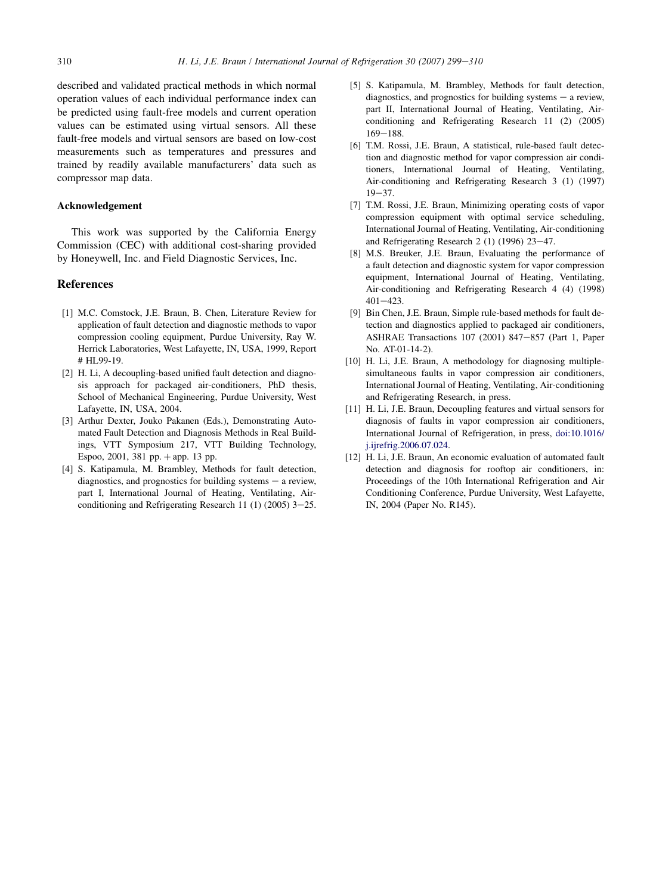described and validated practical methods in which normal operation values of each individual performance index can be predicted using fault-free models and current operation values can be estimated using virtual sensors. All these fault-free models and virtual sensors are based on low-cost measurements such as temperatures and pressures and trained by readily available manufacturers' data such as compressor map data.

### Acknowledgement

This work was supported by the California Energy Commission (CEC) with additional cost-sharing provided by Honeywell, Inc. and Field Diagnostic Services, Inc.

## References

[1] M.C. Comstock, J.E. Braun, B. Chen, Literature Review for application of fault detection and diagnostic methods to vapor compression cooling equipment, Purdue University, Ray W. Herrick Laboratories, West Lafayette, IN, USA, 1999, Report # HL99-19.

[2] H. Li, A decoupling-based unified fault detection and diagnosis approach for packaged air-conditioners, PhD thesis, School of Mechanical Engineering, Purdue University, West Lafayette, IN, USA, 2004.

[3] Arthur Dexter, Jouko Pakanen (Eds.), Demonstrating Automated Fault Detection and Diagnosis Methods in Real Buildings, VTT Symposium 217, VTT Building Technology, Espoo, 2001, 381 pp. + app. 13 pp.

[4] S. Katipamula, M. Brambley, Methods for fault detection, diagnostics, and prognostics for building systems − a review, part I, International Journal of Heating, Ventilating, Air-conditioning and Refrigerating Research 11 (1) (2005) 3−25.

[5] S. Katipamula, M. Brambley, Methods for fault detection, diagnostics, and prognostics for building systems − a review, part II, International Journal of Heating, Ventilating, Air-conditioning and Refrigerating Research 11 (2) (2005) 169−188.

[6] T.M. Rossi, J.E. Braun, A statistical, rule-based fault detection and diagnostic method for vapor compression air conditioners, International Journal of Heating, Ventilating, Air-conditioning and Refrigerating Research 3 (1) (1997) 19−37.

[7] T.M. Rossi, J.E. Braun, Minimizing operating costs of vapor compression equipment with optimal service scheduling, International Journal of Heating, Ventilating, Air-conditioning and Refrigerating Research 2 (1) (1996) 23−47.

[8] M.S. Breuker, J.E. Braun, Evaluating the performance of a fault detection and diagnostic system for vapor compression equipment, International Journal of Heating, Ventilating, Air-conditioning and Refrigerating Research 4 (4) (1998) 401−423.

[9] Bin Chen, J.E. Braun, Simple rule-based methods for fault detection and diagnostics applied to packaged air conditioners, ASHRAE Transactions 107 (2001) 847−857 (Part 1, Paper No. AT-01-14-2).

[10] H. Li, J.E. Braun, A methodology for diagnosing multiple-simultaneous faults in vapor compression air conditioners, International Journal of Heating, Ventilating, Air-conditioning and Refrigerating Research, in press.

[11] H. Li, J.E. Braun, Decoupling features and virtual sensors for diagnosis of faults in vapor compression air conditioners, International Journal of Refrigeration, in press, doi:10.1016/j.ijrefrig.2006.07.024.

[12] H. Li, J.E. Braun, An economic evaluation of automated fault detection and diagnosis for rooftop air conditioners, in: Proceedings of the 10th International Refrigeration and Air Conditioning Conference, Purdue University, West Lafayette, IN, 2004 (Paper No. R145).